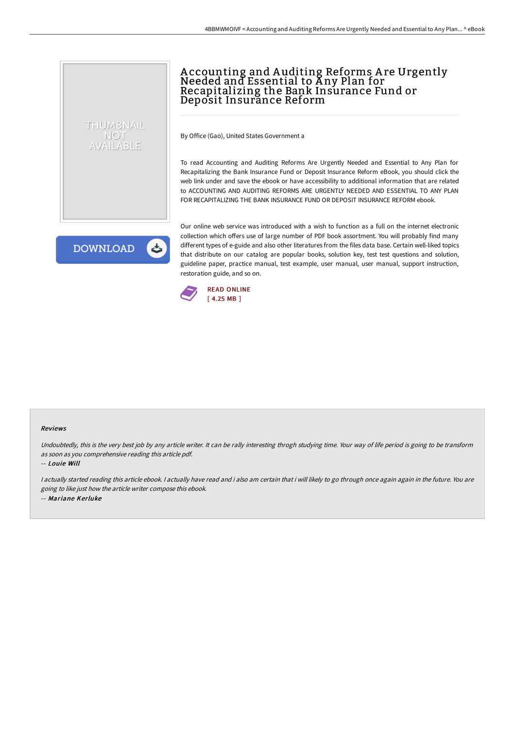# Accounting and Auditing Reforms Are Urgently Needed and Essential to Any Plan for Recapitalizing the Bank Insurance Fund or Deposit Insurance Reform

By Office (Gao), United States Government a

To read Accounting and Auditing Reforms Are Urgently Needed and Essential to Any Plan for Recapitalizing the Bank Insurance Fund or Deposit Insurance Reform eBook, you should click the web link under and save the ebook or have accessibility to additional information that are related to ACCOUNTING AND AUDITING REFORMS ARE URGENTLY NEEDED AND ESSENTIAL TO ANY PLAN FOR RECAPITALIZING THE BANK INSURANCE FUND OR DEPOSIT INSURANCE REFORM ebook.

Our online web service was introduced with a wish to function as a full on the internet electronic collection which offers use of large number of PDF book assortment. You will probably find many different types of e-guide and also other literatures from the files data base. Certain well-liked topics that distribute on our catalog are popular books, solution key, test test questions and solution, guideline paper, practice manual, test example, user manual, user manual, support instruction, restoration guide, and so on.

READ ONLINE
[ 4.25 MB ]

### Reviews

*Undoubtedly, this is the very best job by any article writer. It can be rally interesting throgh studying time. Your way of life period is going to be transform as soon as you comprehensive reading this article pdf.*

-- ***Louie Will***

*I actually started reading this article ebook. I actually have read and i also am certain that i will likely to go through once again again in the future. You are going to like just how the article writer compose this ebook.*

-- ***Mariane Kerluke***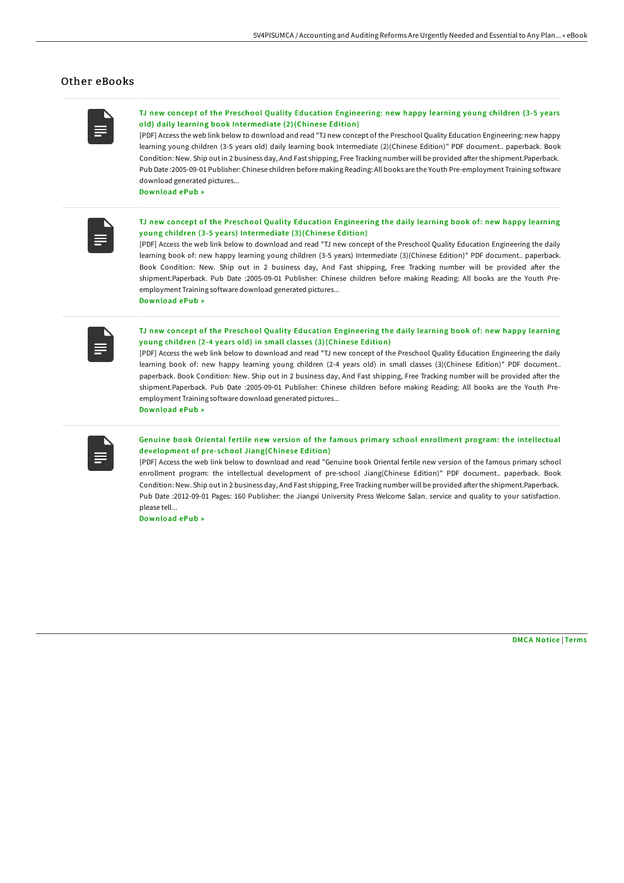## Other eBooks

### TJ new concept of the Preschool Quality Education Engineering: new happy learning young children (3-5 years old) daily learning book Intermediate (2)(Chinese Edition)

[PDF] Access the web link below to download and read "TJ new concept of the Preschool Quality Education Engineering: new happy learning young children (3-5 years old) daily learning book Intermediate (2)(Chinese Edition)" PDF document.. paperback. Book Condition: New. Ship out in 2 business day, And Fast shipping, Free Tracking number will be provided after the shipment.Paperback. Pub Date :2005-09-01 Publisher: Chinese children before making Reading: All books are the Youth Pre-employment Training software download generated pictures...

Download ePub »

### TJ new concept of the Preschool Quality Education Engineering the daily learning book of: new happy learning young children (3-5 years) Intermediate (3)(Chinese Edition)

[PDF] Access the web link below to download and read "TJ new concept of the Preschool Quality Education Engineering the daily learning book of: new happy learning young children (3-5 years) Intermediate (3)(Chinese Edition)" PDF document.. paperback. Book Condition: New. Ship out in 2 business day, And Fast shipping, Free Tracking number will be provided after the shipment.Paperback. Pub Date :2005-09-01 Publisher: Chinese children before making Reading: All books are the Youth Pre-employment Training software download generated pictures...

Download ePub »

### TJ new concept of the Preschool Quality Education Engineering the daily learning book of: new happy learning young children (2-4 years old) in small classes (3)(Chinese Edition)

[PDF] Access the web link below to download and read "TJ new concept of the Preschool Quality Education Engineering the daily learning book of: new happy learning young children (2-4 years old) in small classes (3)(Chinese Edition)" PDF document.. paperback. Book Condition: New. Ship out in 2 business day, And Fast shipping, Free Tracking number will be provided after the shipment.Paperback. Pub Date :2005-09-01 Publisher: Chinese children before making Reading: All books are the Youth Pre-employment Training software download generated pictures...

Download ePub »

### Genuine book Oriental fertile new version of the famous primary school enrollment program: the intellectual development of pre-school Jiang(Chinese Edition)

[PDF] Access the web link below to download and read "Genuine book Oriental fertile new version of the famous primary school enrollment program: the intellectual development of pre-school Jiang(Chinese Edition)" PDF document.. paperback. Book Condition: New. Ship out in 2 business day, And Fast shipping, Free Tracking number will be provided after the shipment.Paperback. Pub Date :2012-09-01 Pages: 160 Publisher: the Jiangxi University Press Welcome Salan. service and quality to your satisfaction. please tell...

Download ePub »